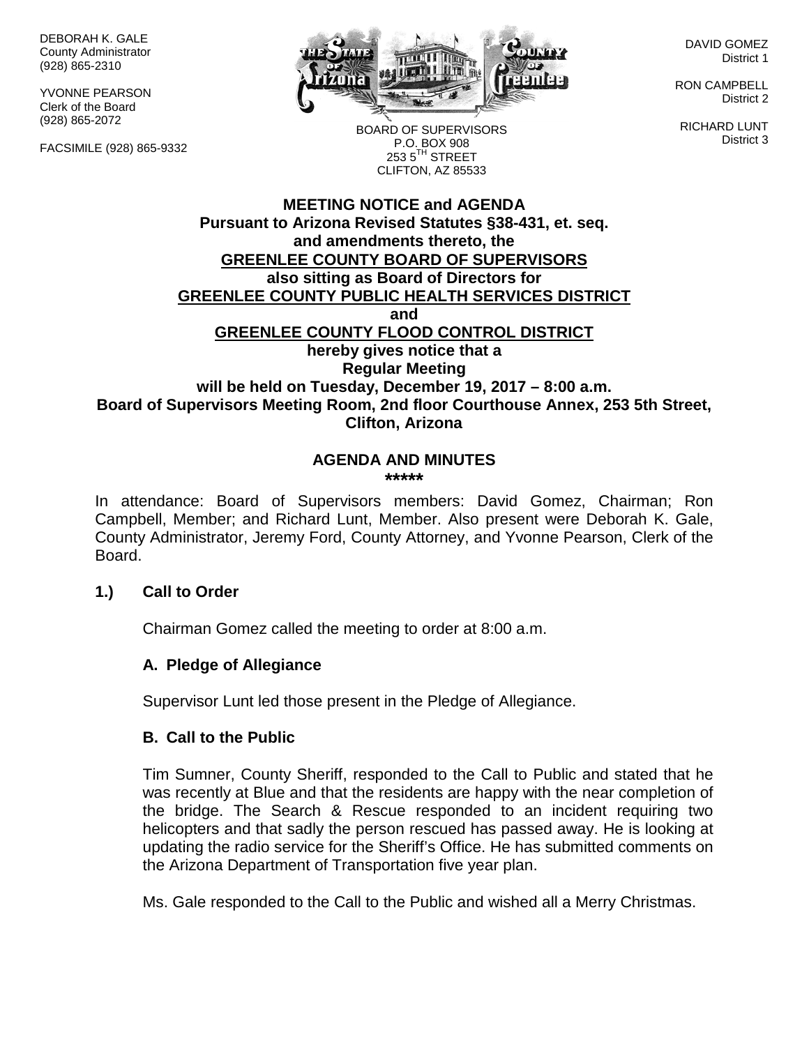DEBORAH K. GALE
County Administrator
(928) 865-2310

YVONNE PEARSON
Clerk of the Board
(928) 865-2072

FACSIMILE (928) 865-9332

BOARD OF SUPERVISORS
P.O. BOX 908
253 5TH STREET
CLIFTON, AZ 85533

DAVID GOMEZ
District 1

RON CAMPBELL
District 2

RICHARD LUNT
District 3

**MEETING NOTICE and AGENDA**
**Pursuant to Arizona Revised Statutes §38-431, et. seq.**
**and amendments thereto, the**
**GREENLEE COUNTY BOARD OF SUPERVISORS**
**also sitting as Board of Directors for**
**GREENLEE COUNTY PUBLIC HEALTH SERVICES DISTRICT**
**and**
**GREENLEE COUNTY FLOOD CONTROL DISTRICT**
**hereby gives notice that a**
**Regular Meeting**
**will be held on Tuesday, December 19, 2017 – 8:00 a.m.**
**Board of Supervisors Meeting Room, 2nd floor Courthouse Annex, 253 5th Street, Clifton, Arizona**

**AGENDA AND MINUTES**
**\*\*\*\*\***

In attendance: Board of Supervisors members: David Gomez, Chairman; Ron Campbell, Member; and Richard Lunt, Member. Also present were Deborah K. Gale, County Administrator, Jeremy Ford, County Attorney, and Yvonne Pearson, Clerk of the Board.

**1.) Call to Order**

Chairman Gomez called the meeting to order at 8:00 a.m.

**A. Pledge of Allegiance**

Supervisor Lunt led those present in the Pledge of Allegiance.

**B. Call to the Public**

Tim Sumner, County Sheriff, responded to the Call to Public and stated that he was recently at Blue and that the residents are happy with the near completion of the bridge. The Search & Rescue responded to an incident requiring two helicopters and that sadly the person rescued has passed away. He is looking at updating the radio service for the Sheriff's Office. He has submitted comments on the Arizona Department of Transportation five year plan.

Ms. Gale responded to the Call to the Public and wished all a Merry Christmas.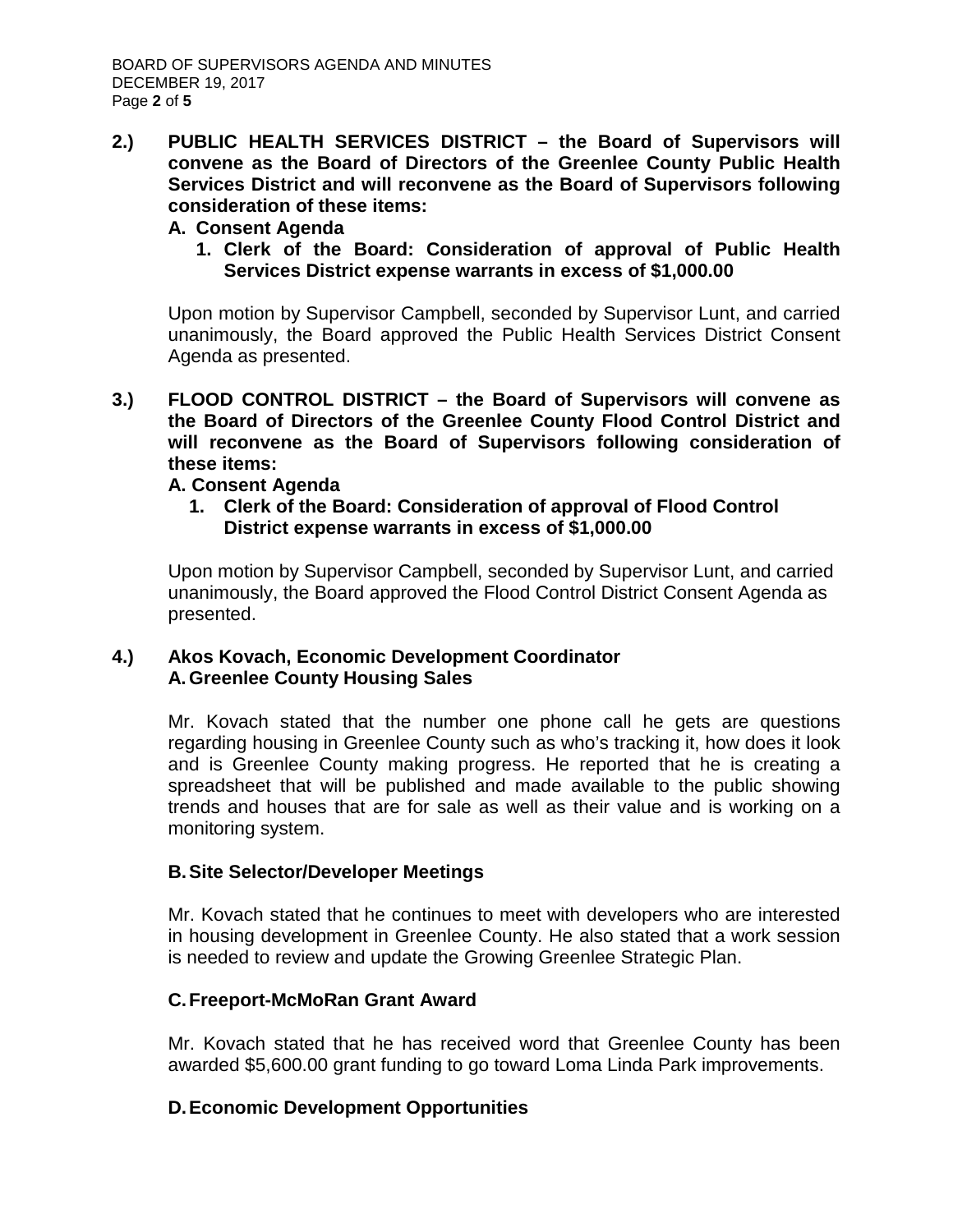**2.) PUBLIC HEALTH SERVICES DISTRICT – the Board of Supervisors will convene as the Board of Directors of the Greenlee County Public Health Services District and will reconvene as the Board of Supervisors following consideration of these items:**

**A. Consent Agenda**

**1. Clerk of the Board: Consideration of approval of Public Health Services District expense warrants in excess of $1,000.00**

Upon motion by Supervisor Campbell, seconded by Supervisor Lunt, and carried unanimously, the Board approved the Public Health Services District Consent Agenda as presented.

**3.) FLOOD CONTROL DISTRICT – the Board of Supervisors will convene as the Board of Directors of the Greenlee County Flood Control District and will reconvene as the Board of Supervisors following consideration of these items:**

**A. Consent Agenda**

**1. Clerk of the Board: Consideration of approval of Flood Control District expense warrants in excess of $1,000.00**

Upon motion by Supervisor Campbell, seconded by Supervisor Lunt, and carried unanimously, the Board approved the Flood Control District Consent Agenda as presented.

**4.) Akos Kovach, Economic Development Coordinator**

**A. Greenlee County Housing Sales**

Mr. Kovach stated that the number one phone call he gets are questions regarding housing in Greenlee County such as who's tracking it, how does it look and is Greenlee County making progress. He reported that he is creating a spreadsheet that will be published and made available to the public showing trends and houses that are for sale as well as their value and is working on a monitoring system.

**B. Site Selector/Developer Meetings**

Mr. Kovach stated that he continues to meet with developers who are interested in housing development in Greenlee County. He also stated that a work session is needed to review and update the Growing Greenlee Strategic Plan.

**C. Freeport-McMoRan Grant Award**

Mr. Kovach stated that he has received word that Greenlee County has been awarded $5,600.00 grant funding to go toward Loma Linda Park improvements.

**D. Economic Development Opportunities**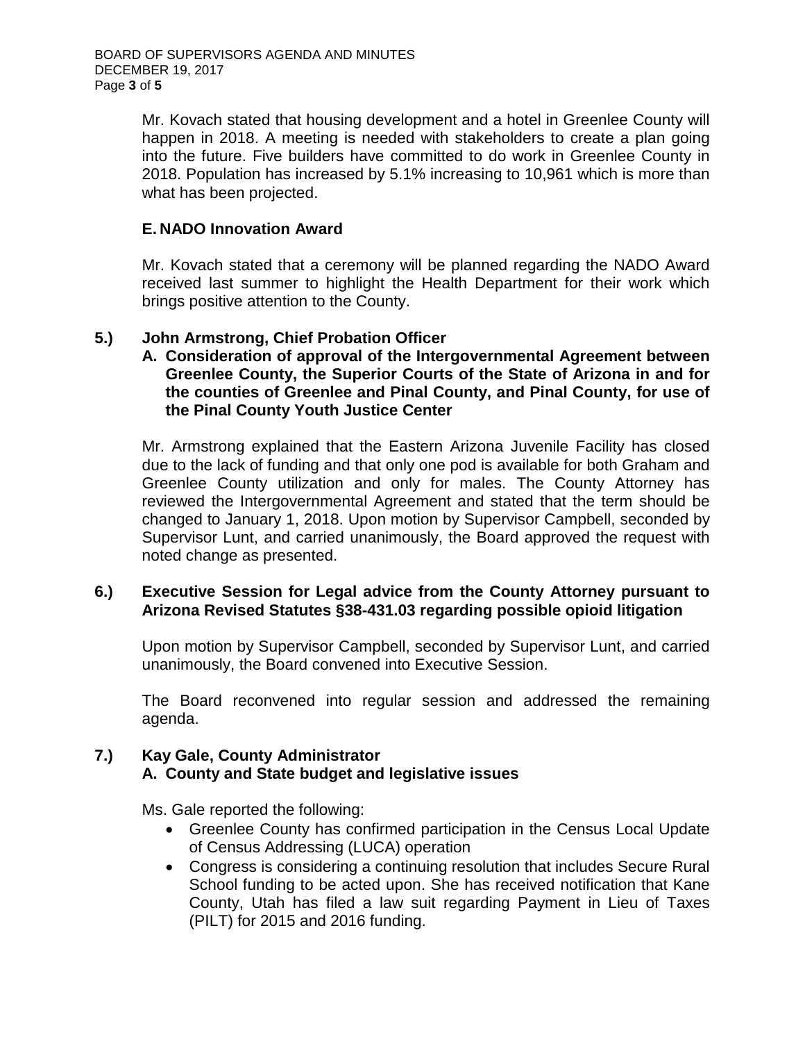Mr. Kovach stated that housing development and a hotel in Greenlee County will happen in 2018. A meeting is needed with stakeholders to create a plan going into the future. Five builders have committed to do work in Greenlee County in 2018. Population has increased by 5.1% increasing to 10,961 which is more than what has been projected.

**E. NADO Innovation Award**

Mr. Kovach stated that a ceremony will be planned regarding the NADO Award received last summer to highlight the Health Department for their work which brings positive attention to the County.

**5.) John Armstrong, Chief Probation Officer**

**A. Consideration of approval of the Intergovernmental Agreement between Greenlee County, the Superior Courts of the State of Arizona in and for the counties of Greenlee and Pinal County, and Pinal County, for use of the Pinal County Youth Justice Center**

Mr. Armstrong explained that the Eastern Arizona Juvenile Facility has closed due to the lack of funding and that only one pod is available for both Graham and Greenlee County utilization and only for males. The County Attorney has reviewed the Intergovernmental Agreement and stated that the term should be changed to January 1, 2018. Upon motion by Supervisor Campbell, seconded by Supervisor Lunt, and carried unanimously, the Board approved the request with noted change as presented.

**6.) Executive Session for Legal advice from the County Attorney pursuant to Arizona Revised Statutes §38-431.03 regarding possible opioid litigation**

Upon motion by Supervisor Campbell, seconded by Supervisor Lunt, and carried unanimously, the Board convened into Executive Session.

The Board reconvened into regular session and addressed the remaining agenda.

**7.) Kay Gale, County Administrator**

**A. County and State budget and legislative issues**

Ms. Gale reported the following:

- Greenlee County has confirmed participation in the Census Local Update of Census Addressing (LUCA) operation
- Congress is considering a continuing resolution that includes Secure Rural School funding to be acted upon. She has received notification that Kane County, Utah has filed a law suit regarding Payment in Lieu of Taxes (PILT) for 2015 and 2016 funding.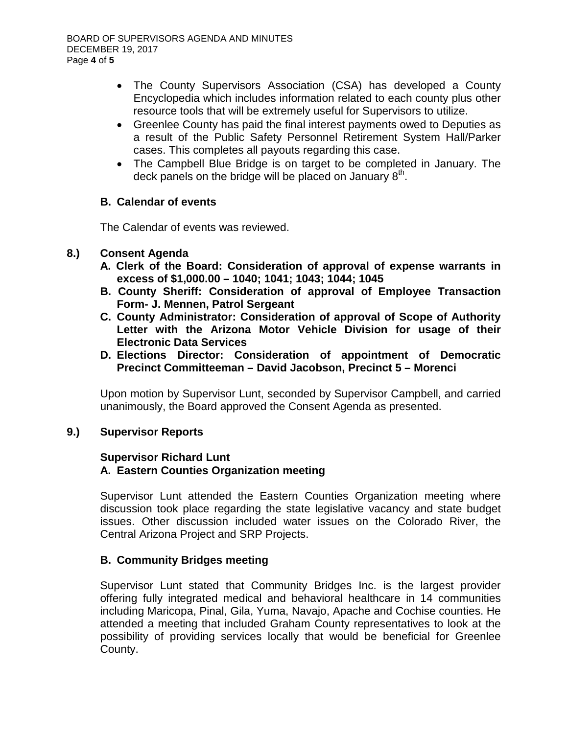- The County Supervisors Association (CSA) has developed a County Encyclopedia which includes information related to each county plus other resource tools that will be extremely useful for Supervisors to utilize.
- Greenlee County has paid the final interest payments owed to Deputies as a result of the Public Safety Personnel Retirement System Hall/Parker cases. This completes all payouts regarding this case.
- The Campbell Blue Bridge is on target to be completed in January. The deck panels on the bridge will be placed on January 8th.

**B. Calendar of events**

The Calendar of events was reviewed.

**8.) Consent Agenda**

**A. Clerk of the Board: Consideration of approval of expense warrants in excess of $1,000.00 – 1040; 1041; 1043; 1044; 1045**

**B. County Sheriff: Consideration of approval of Employee Transaction Form- J. Mennen, Patrol Sergeant**

**C. County Administrator: Consideration of approval of Scope of Authority Letter with the Arizona Motor Vehicle Division for usage of their Electronic Data Services**

**D. Elections Director: Consideration of appointment of Democratic Precinct Committeeman – David Jacobson, Precinct 5 – Morenci**

Upon motion by Supervisor Lunt, seconded by Supervisor Campbell, and carried unanimously, the Board approved the Consent Agenda as presented.

**9.) Supervisor Reports**

**Supervisor Richard Lunt**

**A. Eastern Counties Organization meeting**

Supervisor Lunt attended the Eastern Counties Organization meeting where discussion took place regarding the state legislative vacancy and state budget issues. Other discussion included water issues on the Colorado River, the Central Arizona Project and SRP Projects.

**B. Community Bridges meeting**

Supervisor Lunt stated that Community Bridges Inc. is the largest provider offering fully integrated medical and behavioral healthcare in 14 communities including Maricopa, Pinal, Gila, Yuma, Navajo, Apache and Cochise counties. He attended a meeting that included Graham County representatives to look at the possibility of providing services locally that would be beneficial for Greenlee County.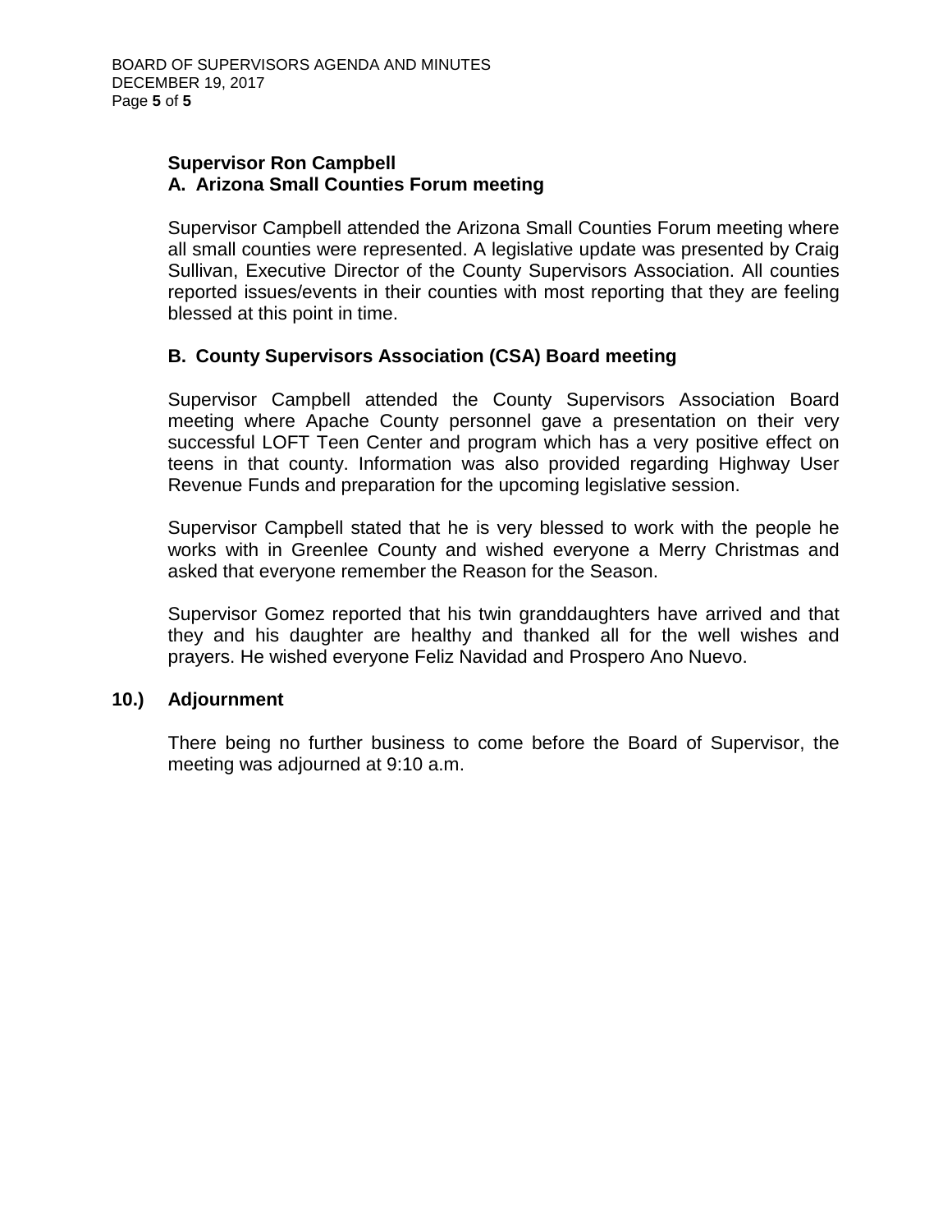**Supervisor Ron Campbell**
**A. Arizona Small Counties Forum meeting**

Supervisor Campbell attended the Arizona Small Counties Forum meeting where all small counties were represented. A legislative update was presented by Craig Sullivan, Executive Director of the County Supervisors Association. All counties reported issues/events in their counties with most reporting that they are feeling blessed at this point in time.

**B. County Supervisors Association (CSA) Board meeting**

Supervisor Campbell attended the County Supervisors Association Board meeting where Apache County personnel gave a presentation on their very successful LOFT Teen Center and program which has a very positive effect on teens in that county. Information was also provided regarding Highway User Revenue Funds and preparation for the upcoming legislative session.

Supervisor Campbell stated that he is very blessed to work with the people he works with in Greenlee County and wished everyone a Merry Christmas and asked that everyone remember the Reason for the Season.

Supervisor Gomez reported that his twin granddaughters have arrived and that they and his daughter are healthy and thanked all for the well wishes and prayers. He wished everyone Feliz Navidad and Prospero Ano Nuevo.

## 10.) Adjournment

There being no further business to come before the Board of Supervisor, the meeting was adjourned at 9:10 a.m.